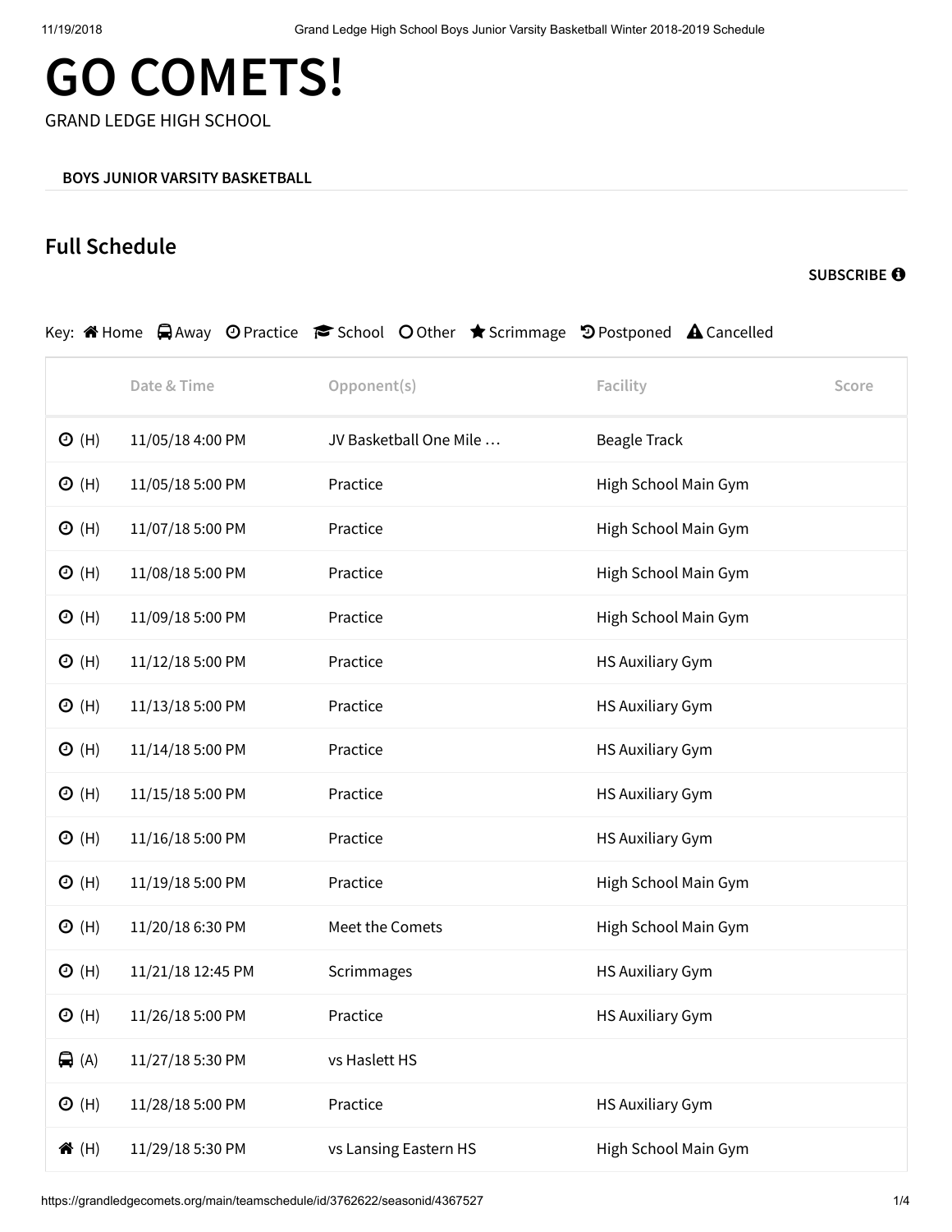# GO COMETS!

GRAND LEDGE HIGH SCHOOL

**BOYS JUNIOR VARSITY BASKETBALL**

## Full Schedule

**SUBSCRIBE**

Key: Home Away Practice School Other Scrimmage Postponed Cancelled

| | Date & Time | Opponent(s) | Facility | Score |
|---|---|---|---|---|
| (H) | 11/05/18 4:00 PM | JV Basketball One Mile … | Beagle Track | |
| (H) | 11/05/18 5:00 PM | Practice | High School Main Gym | |
| (H) | 11/07/18 5:00 PM | Practice | High School Main Gym | |
| (H) | 11/08/18 5:00 PM | Practice | High School Main Gym | |
| (H) | 11/09/18 5:00 PM | Practice | High School Main Gym | |
| (H) | 11/12/18 5:00 PM | Practice | HS Auxiliary Gym | |
| (H) | 11/13/18 5:00 PM | Practice | HS Auxiliary Gym | |
| (H) | 11/14/18 5:00 PM | Practice | HS Auxiliary Gym | |
| (H) | 11/15/18 5:00 PM | Practice | HS Auxiliary Gym | |
| (H) | 11/16/18 5:00 PM | Practice | HS Auxiliary Gym | |
| (H) | 11/19/18 5:00 PM | Practice | High School Main Gym | |
| (H) | 11/20/18 6:30 PM | Meet the Comets | High School Main Gym | |
| (H) | 11/21/18 12:45 PM | Scrimmages | HS Auxiliary Gym | |
| (H) | 11/26/18 5:00 PM | Practice | HS Auxiliary Gym | |
| (A) | 11/27/18 5:30 PM | vs Haslett HS | | |
| (H) | 11/28/18 5:00 PM | Practice | HS Auxiliary Gym | |
| (H) | 11/29/18 5:30 PM | vs Lansing Eastern HS | High School Main Gym | |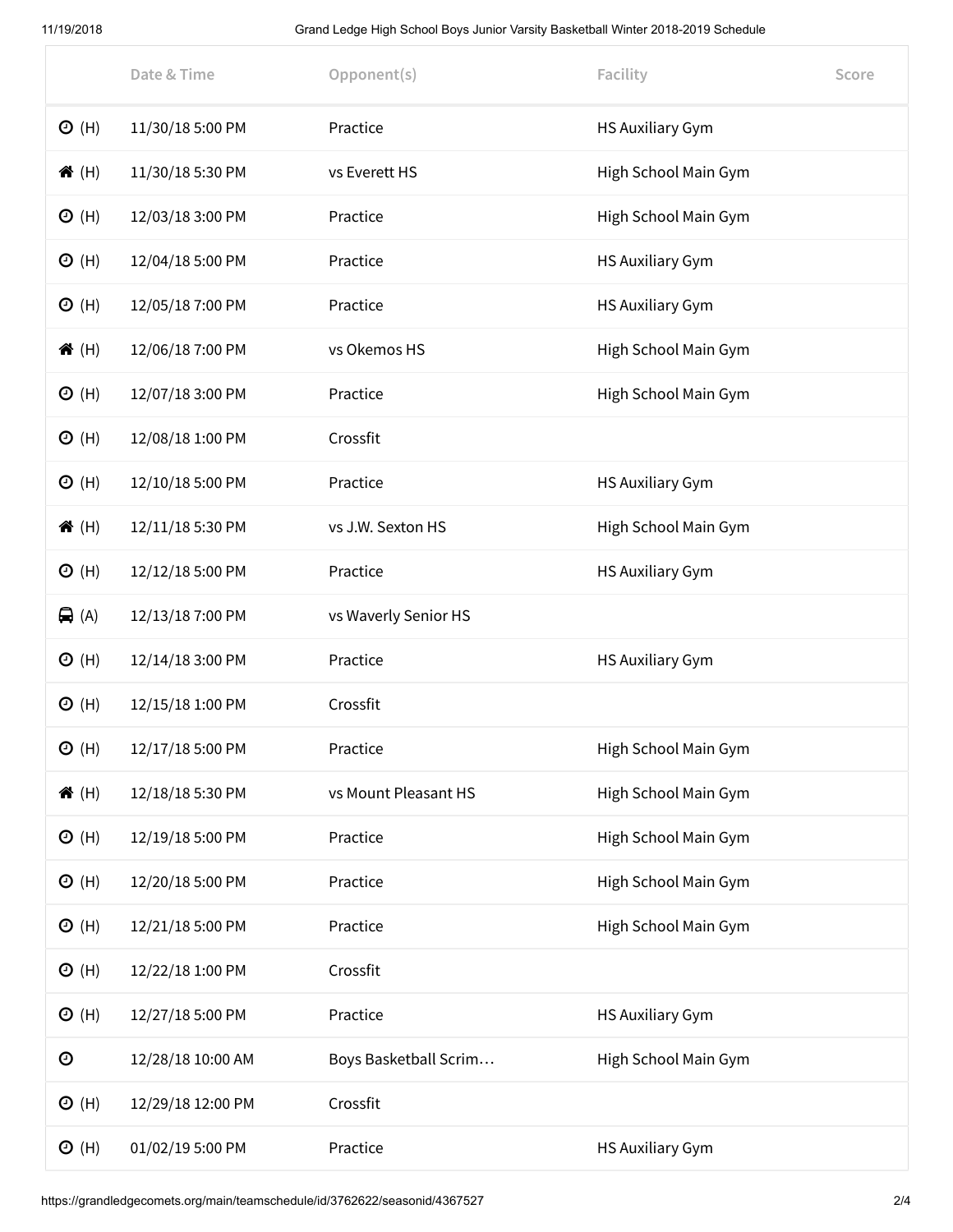| | Date & Time | Opponent(s) | Facility | Score |
|---|---|---|---|---|
| (H) | 11/30/18 5:00 PM | Practice | HS Auxiliary Gym | |
| (H) | 11/30/18 5:30 PM | vs Everett HS | High School Main Gym | |
| (H) | 12/03/18 3:00 PM | Practice | High School Main Gym | |
| (H) | 12/04/18 5:00 PM | Practice | HS Auxiliary Gym | |
| (H) | 12/05/18 7:00 PM | Practice | HS Auxiliary Gym | |
| (H) | 12/06/18 7:00 PM | vs Okemos HS | High School Main Gym | |
| (H) | 12/07/18 3:00 PM | Practice | High School Main Gym | |
| (H) | 12/08/18 1:00 PM | Crossfit | | |
| (H) | 12/10/18 5:00 PM | Practice | HS Auxiliary Gym | |
| (H) | 12/11/18 5:30 PM | vs J.W. Sexton HS | High School Main Gym | |
| (H) | 12/12/18 5:00 PM | Practice | HS Auxiliary Gym | |
| (A) | 12/13/18 7:00 PM | vs Waverly Senior HS | | |
| (H) | 12/14/18 3:00 PM | Practice | HS Auxiliary Gym | |
| (H) | 12/15/18 1:00 PM | Crossfit | | |
| (H) | 12/17/18 5:00 PM | Practice | High School Main Gym | |
| (H) | 12/18/18 5:30 PM | vs Mount Pleasant HS | High School Main Gym | |
| (H) | 12/19/18 5:00 PM | Practice | High School Main Gym | |
| (H) | 12/20/18 5:00 PM | Practice | High School Main Gym | |
| (H) | 12/21/18 5:00 PM | Practice | High School Main Gym | |
| (H) | 12/22/18 1:00 PM | Crossfit | | |
| (H) | 12/27/18 5:00 PM | Practice | HS Auxiliary Gym | |
| | 12/28/18 10:00 AM | Boys Basketball Scrim… | High School Main Gym | |
| (H) | 12/29/18 12:00 PM | Crossfit | | |
| (H) | 01/02/19 5:00 PM | Practice | HS Auxiliary Gym | |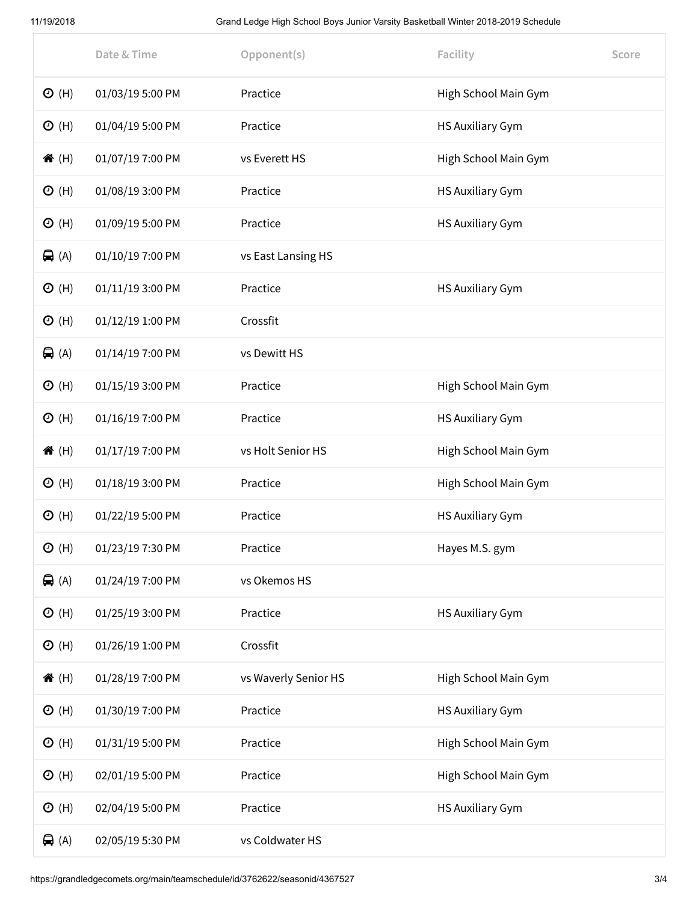| | Date & Time | Opponent(s) | Facility | Score |
|---|---|---|---|---|
| (H) | 01/03/19 5:00 PM | Practice | High School Main Gym | |
| (H) | 01/04/19 5:00 PM | Practice | HS Auxiliary Gym | |
| (H) | 01/07/19 7:00 PM | vs Everett HS | High School Main Gym | |
| (H) | 01/08/19 3:00 PM | Practice | HS Auxiliary Gym | |
| (H) | 01/09/19 5:00 PM | Practice | HS Auxiliary Gym | |
| (A) | 01/10/19 7:00 PM | vs East Lansing HS | | |
| (H) | 01/11/19 3:00 PM | Practice | HS Auxiliary Gym | |
| (H) | 01/12/19 1:00 PM | Crossfit | | |
| (A) | 01/14/19 7:00 PM | vs Dewitt HS | | |
| (H) | 01/15/19 3:00 PM | Practice | High School Main Gym | |
| (H) | 01/16/19 7:00 PM | Practice | HS Auxiliary Gym | |
| (H) | 01/17/19 7:00 PM | vs Holt Senior HS | High School Main Gym | |
| (H) | 01/18/19 3:00 PM | Practice | High School Main Gym | |
| (H) | 01/22/19 5:00 PM | Practice | HS Auxiliary Gym | |
| (H) | 01/23/19 7:30 PM | Practice | Hayes M.S. gym | |
| (A) | 01/24/19 7:00 PM | vs Okemos HS | | |
| (H) | 01/25/19 3:00 PM | Practice | HS Auxiliary Gym | |
| (H) | 01/26/19 1:00 PM | Crossfit | | |
| (H) | 01/28/19 7:00 PM | vs Waverly Senior HS | High School Main Gym | |
| (H) | 01/30/19 7:00 PM | Practice | HS Auxiliary Gym | |
| (H) | 01/31/19 5:00 PM | Practice | High School Main Gym | |
| (H) | 02/01/19 5:00 PM | Practice | High School Main Gym | |
| (H) | 02/04/19 5:00 PM | Practice | HS Auxiliary Gym | |
| (A) | 02/05/19 5:30 PM | vs Coldwater HS | | |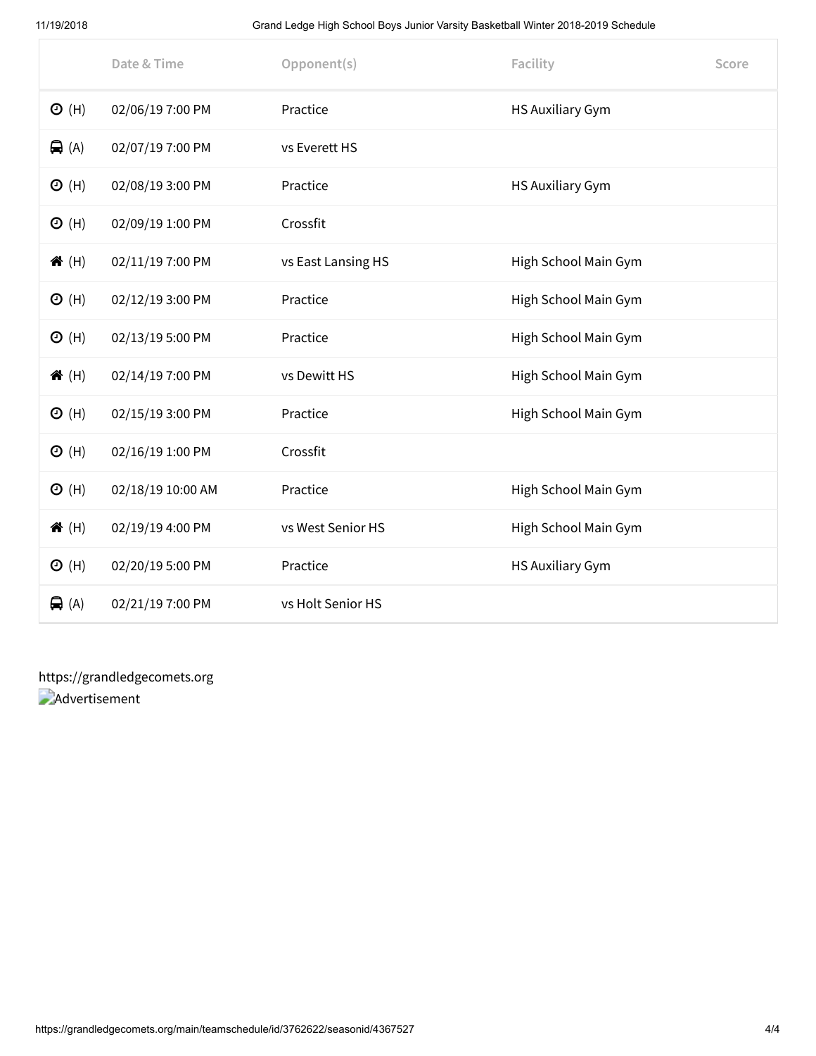| | Date & Time | Opponent(s) | Facility | Score |
|---|---|---|---|---|
| (H) | 02/06/19 7:00 PM | Practice | HS Auxiliary Gym | |
| (A) | 02/07/19 7:00 PM | vs Everett HS | | |
| (H) | 02/08/19 3:00 PM | Practice | HS Auxiliary Gym | |
| (H) | 02/09/19 1:00 PM | Crossfit | | |
| (H) | 02/11/19 7:00 PM | vs East Lansing HS | High School Main Gym | |
| (H) | 02/12/19 3:00 PM | Practice | High School Main Gym | |
| (H) | 02/13/19 5:00 PM | Practice | High School Main Gym | |
| (H) | 02/14/19 7:00 PM | vs Dewitt HS | High School Main Gym | |
| (H) | 02/15/19 3:00 PM | Practice | High School Main Gym | |
| (H) | 02/16/19 1:00 PM | Crossfit | | |
| (H) | 02/18/19 10:00 AM | Practice | High School Main Gym | |
| (H) | 02/19/19 4:00 PM | vs West Senior HS | High School Main Gym | |
| (H) | 02/20/19 5:00 PM | Practice | HS Auxiliary Gym | |
| (A) | 02/21/19 7:00 PM | vs Holt Senior HS | | |

https://grandledgecomets.org

Advertisement